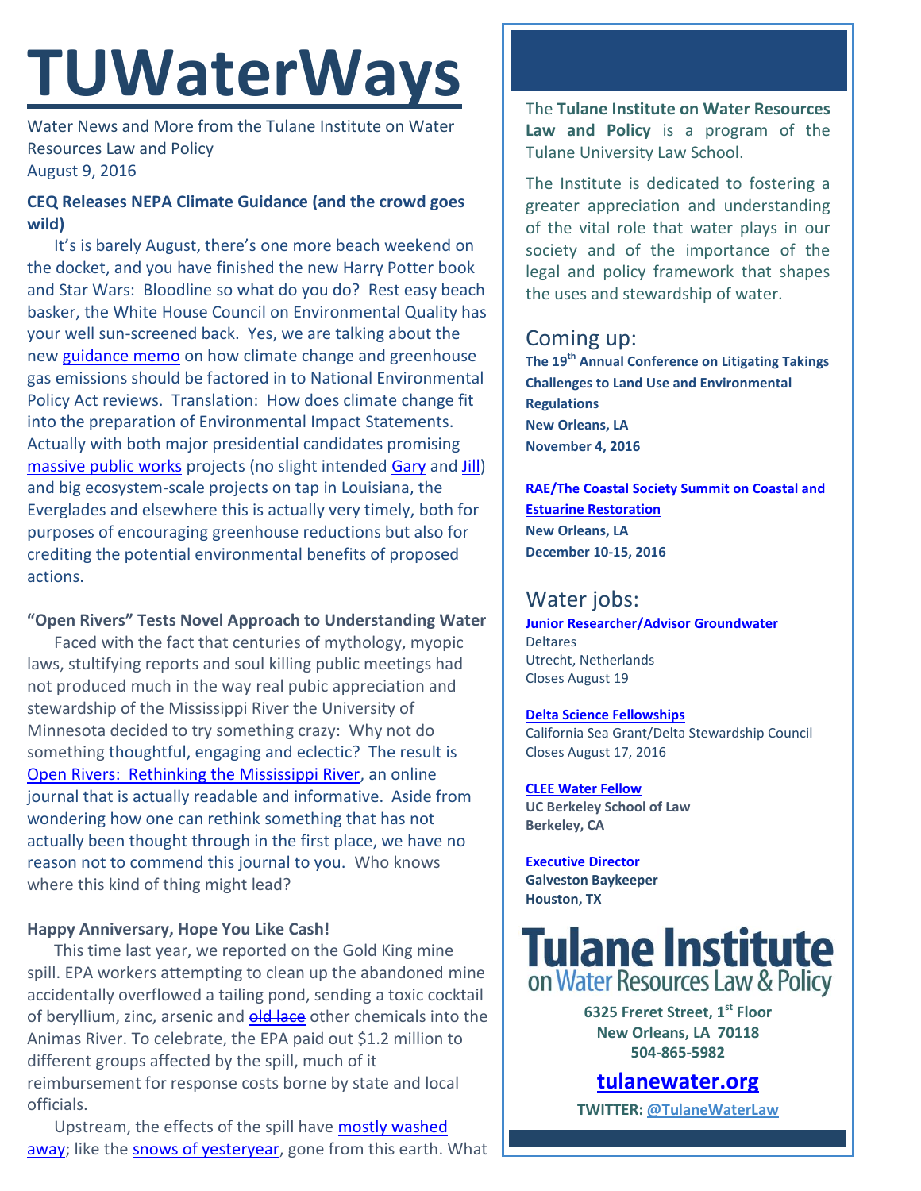# TUWaterWays

Water News and More from the Tulane Institute on Water Resources Law and Policy
August 9, 2016

### CEQ Releases NEPA Climate Guidance (and the crowd goes wild)

It's is barely August, there's one more beach weekend on the docket, and you have finished the new Harry Potter book and Star Wars: Bloodline so what do you do? Rest easy beach basker, the White House Council on Environmental Quality has your well sun-screened back. Yes, we are talking about the new guidance memo on how climate change and greenhouse gas emissions should be factored in to National Environmental Policy Act reviews. Translation: How does climate change fit into the preparation of Environmental Impact Statements. Actually with both major presidential candidates promising massive public works projects (no slight intended Gary and Jill) and big ecosystem-scale projects on tap in Louisiana, the Everglades and elsewhere this is actually very timely, both for purposes of encouraging greenhouse reductions but also for crediting the potential environmental benefits of proposed actions.

### "Open Rivers" Tests Novel Approach to Understanding Water

Faced with the fact that centuries of mythology, myopic laws, stultifying reports and soul killing public meetings had not produced much in the way real pubic appreciation and stewardship of the Mississippi River the University of Minnesota decided to try something crazy: Why not do something thoughtful, engaging and eclectic? The result is Open Rivers: Rethinking the Mississippi River, an online journal that is actually readable and informative. Aside from wondering how one can rethink something that has not actually been thought through in the first place, we have no reason not to commend this journal to you. Who knows where this kind of thing might lead?

### Happy Anniversary, Hope You Like Cash!

This time last year, we reported on the Gold King mine spill. EPA workers attempting to clean up the abandoned mine accidentally overflowed a tailing pond, sending a toxic cocktail of beryllium, zinc, arsenic and ~~old lace~~ other chemicals into the Animas River. To celebrate, the EPA paid out $1.2 million to different groups affected by the spill, much of it reimbursement for response costs borne by state and local officials.

Upstream, the effects of the spill have mostly washed away; like the snows of yesteryear, gone from this earth. What

---

The **Tulane Institute on Water Resources Law and Policy** is a program of the Tulane University Law School.

The Institute is dedicated to fostering a greater appreciation and understanding of the vital role that water plays in our society and of the importance of the legal and policy framework that shapes the uses and stewardship of water.

## Coming up:

**The 19th Annual Conference on Litigating Takings Challenges to Land Use and Environmental Regulations**
**New Orleans, LA**
**November 4, 2016**

**RAE/The Coastal Society Summit on Coastal and Estuarine Restoration**
**New Orleans, LA**
**December 10-15, 2016**

## Water jobs:

**Junior Researcher/Advisor Groundwater**
Deltares
Utrecht, Netherlands
Closes August 19

**Delta Science Fellowships**
California Sea Grant/Delta Stewardship Council
Closes August 17, 2016

**CLEE Water Fellow**
**UC Berkeley School of Law**
**Berkeley, CA**

**Executive Director**
**Galveston Baykeeper**
**Houston, TX**

**Tulane Institute on Water Resources Law & Policy**

**6325 Freret Street, 1st Floor**
**New Orleans, LA 70118**
**504-865-5982**

**tulanewater.org**

**TWITTER: @TulaneWaterLaw**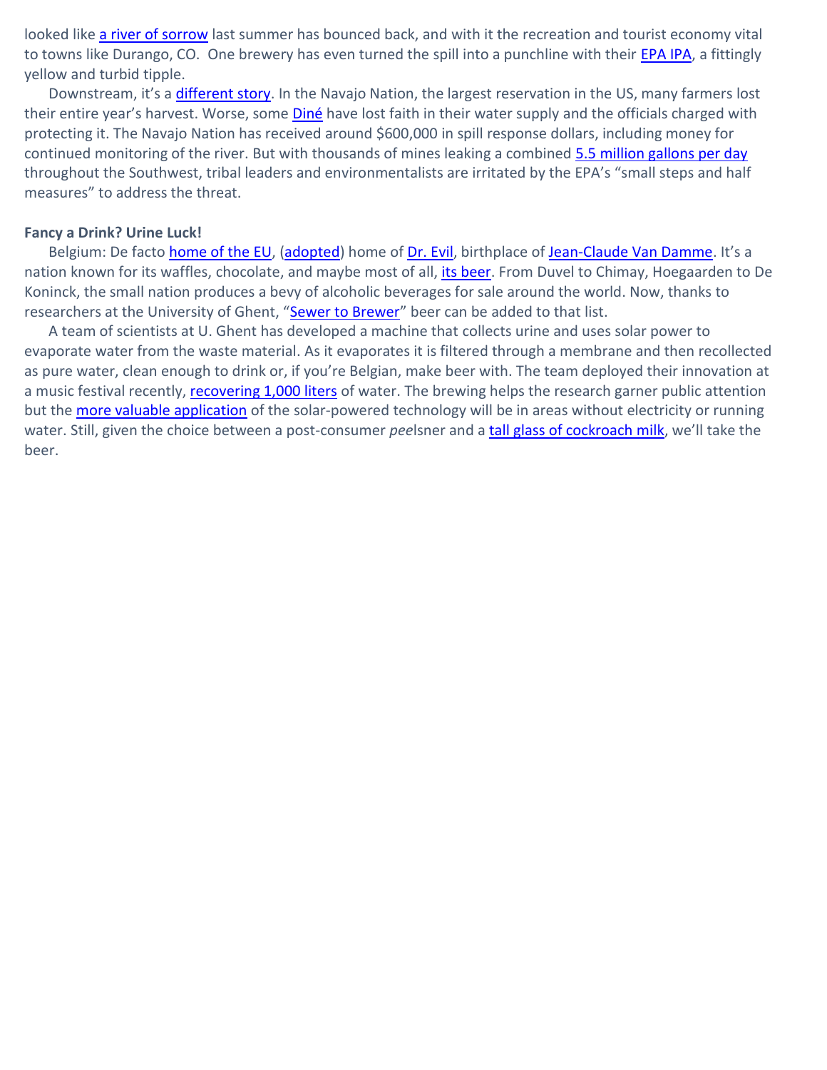looked like a river of sorrow last summer has bounced back, and with it the recreation and tourist economy vital to towns like Durango, CO. One brewery has even turned the spill into a punchline with their EPA IPA, a fittingly yellow and turbid tipple.

Downstream, it's a different story. In the Navajo Nation, the largest reservation in the US, many farmers lost their entire year's harvest. Worse, some Diné have lost faith in their water supply and the officials charged with protecting it. The Navajo Nation has received around $600,000 in spill response dollars, including money for continued monitoring of the river. But with thousands of mines leaking a combined 5.5 million gallons per day throughout the Southwest, tribal leaders and environmentalists are irritated by the EPA's "small steps and half measures" to address the threat.

**Fancy a Drink? Urine Luck!**

Belgium: De facto home of the EU, (adopted) home of Dr. Evil, birthplace of Jean-Claude Van Damme. It's a nation known for its waffles, chocolate, and maybe most of all, its beer. From Duvel to Chimay, Hoegaarden to De Koninck, the small nation produces a bevy of alcoholic beverages for sale around the world. Now, thanks to researchers at the University of Ghent, "Sewer to Brewer" beer can be added to that list.

A team of scientists at U. Ghent has developed a machine that collects urine and uses solar power to evaporate water from the waste material. As it evaporates it is filtered through a membrane and then recollected as pure water, clean enough to drink or, if you're Belgian, make beer with. The team deployed their innovation at a music festival recently, recovering 1,000 liters of water. The brewing helps the research garner public attention but the more valuable application of the solar-powered technology will be in areas without electricity or running water. Still, given the choice between a post-consumer *pee*lsner and a tall glass of cockroach milk, we'll take the beer.